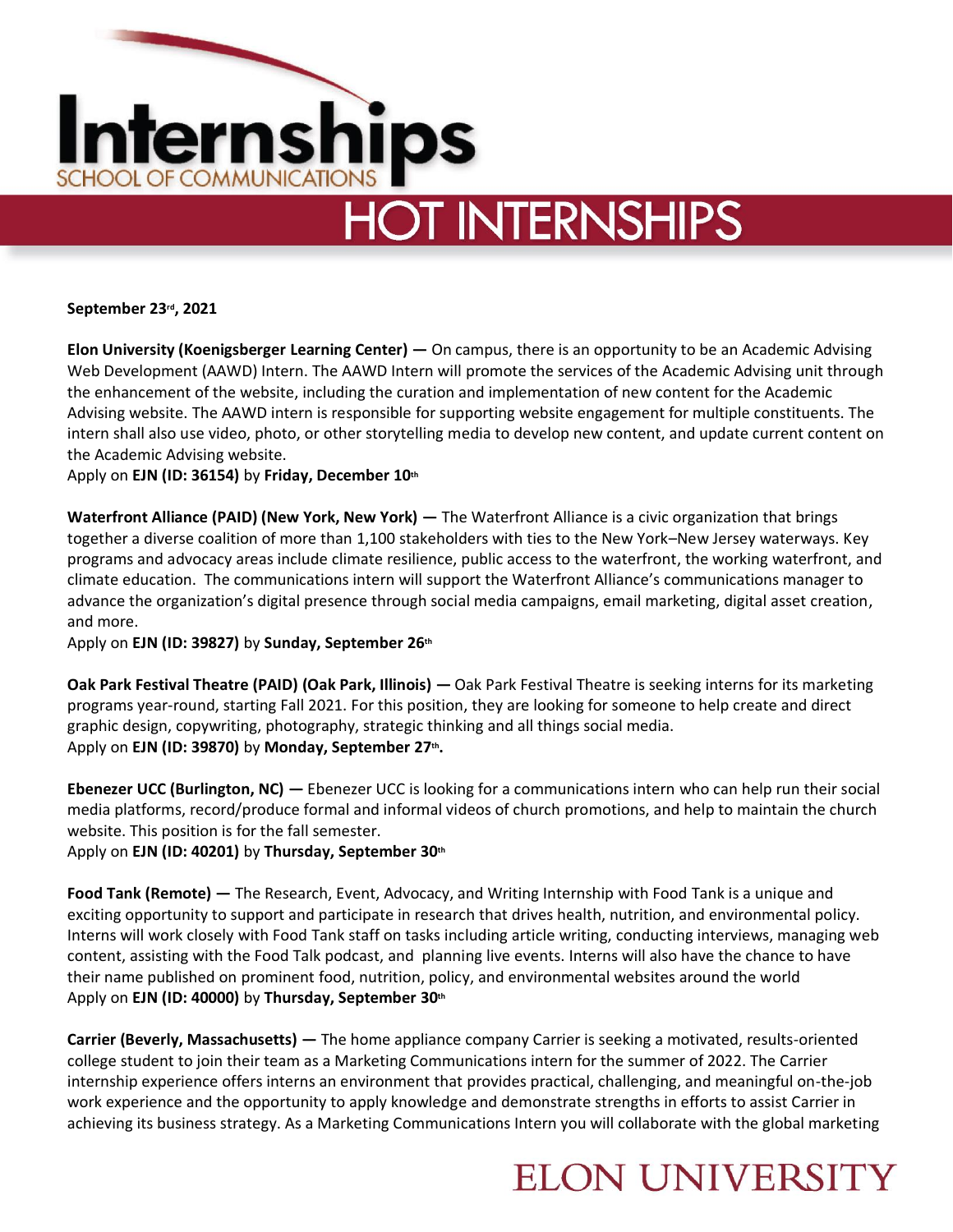# Internships

SCHOOL OF COMMUNICATIONS

## HOT INTERNSHIPS

**September 23rd, 2021**

**Elon University (Koenigsberger Learning Center) —** On campus, there is an opportunity to be an Academic Advising Web Development (AAWD) Intern. The AAWD Intern will promote the services of the Academic Advising unit through the enhancement of the website, including the curation and implementation of new content for the Academic Advising website. The AAWD intern is responsible for supporting website engagement for multiple constituents. The intern shall also use video, photo, or other storytelling media to develop new content, and update current content on the Academic Advising website.
Apply on **EJN (ID: 36154)** by **Friday, December 10th**

**Waterfront Alliance (PAID) (New York, New York) —** The Waterfront Alliance is a civic organization that brings together a diverse coalition of more than 1,100 stakeholders with ties to the New York–New Jersey waterways. Key programs and advocacy areas include climate resilience, public access to the waterfront, the working waterfront, and climate education. The communications intern will support the Waterfront Alliance's communications manager to advance the organization's digital presence through social media campaigns, email marketing, digital asset creation, and more.
Apply on **EJN (ID: 39827)** by **Sunday, September 26th**

**Oak Park Festival Theatre (PAID) (Oak Park, Illinois) —** Oak Park Festival Theatre is seeking interns for its marketing programs year-round, starting Fall 2021. For this position, they are looking for someone to help create and direct graphic design, copywriting, photography, strategic thinking and all things social media.
Apply on **EJN (ID: 39870)** by **Monday, September 27th.**

**Ebenezer UCC (Burlington, NC) —** Ebenezer UCC is looking for a communications intern who can help run their social media platforms, record/produce formal and informal videos of church promotions, and help to maintain the church website. This position is for the fall semester.
Apply on **EJN (ID: 40201)** by **Thursday, September 30th**

**Food Tank (Remote) —** The Research, Event, Advocacy, and Writing Internship with Food Tank is a unique and exciting opportunity to support and participate in research that drives health, nutrition, and environmental policy. Interns will work closely with Food Tank staff on tasks including article writing, conducting interviews, managing web content, assisting with the Food Talk podcast, and planning live events. Interns will also have the chance to have their name published on prominent food, nutrition, policy, and environmental websites around the world
Apply on **EJN (ID: 40000)** by **Thursday, September 30th**

**Carrier (Beverly, Massachusetts) —** The home appliance company Carrier is seeking a motivated, results-oriented college student to join their team as a Marketing Communications intern for the summer of 2022. The Carrier internship experience offers interns an environment that provides practical, challenging, and meaningful on-the-job work experience and the opportunity to apply knowledge and demonstrate strengths in efforts to assist Carrier in achieving its business strategy. As a Marketing Communications Intern you will collaborate with the global marketing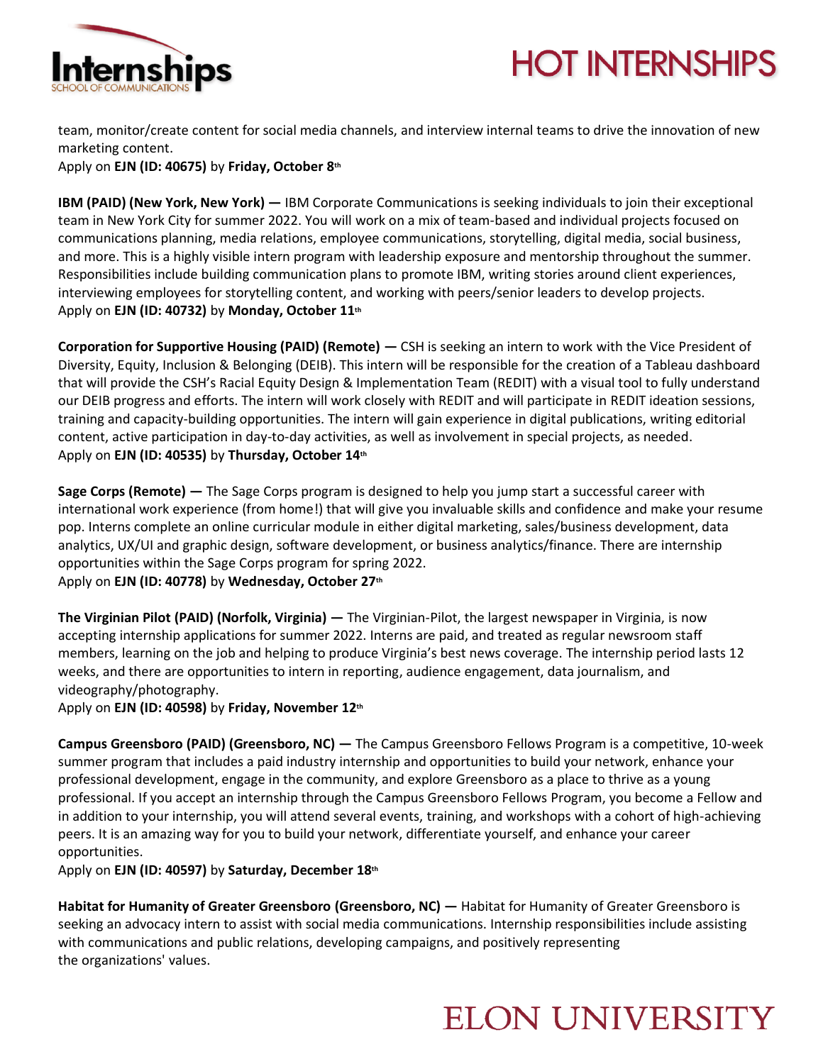team, monitor/create content for social media channels, and interview internal teams to drive the innovation of new marketing content.
Apply on **EJN (ID: 40675)** by **Friday, October 8th**

**IBM (PAID) (New York, New York) —** IBM Corporate Communications is seeking individuals to join their exceptional team in New York City for summer 2022. You will work on a mix of team-based and individual projects focused on communications planning, media relations, employee communications, storytelling, digital media, social business, and more. This is a highly visible intern program with leadership exposure and mentorship throughout the summer. Responsibilities include building communication plans to promote IBM, writing stories around client experiences, interviewing employees for storytelling content, and working with peers/senior leaders to develop projects.
Apply on **EJN (ID: 40732)** by **Monday, October 11th**

**Corporation for Supportive Housing (PAID) (Remote) —** CSH is seeking an intern to work with the Vice President of Diversity, Equity, Inclusion & Belonging (DEIB). This intern will be responsible for the creation of a Tableau dashboard that will provide the CSH's Racial Equity Design & Implementation Team (REDIT) with a visual tool to fully understand our DEIB progress and efforts. The intern will work closely with REDIT and will participate in REDIT ideation sessions, training and capacity-building opportunities. The intern will gain experience in digital publications, writing editorial content, active participation in day-to-day activities, as well as involvement in special projects, as needed.
Apply on **EJN (ID: 40535)** by **Thursday, October 14th**

**Sage Corps (Remote) —** The Sage Corps program is designed to help you jump start a successful career with international work experience (from home!) that will give you invaluable skills and confidence and make your resume pop. Interns complete an online curricular module in either digital marketing, sales/business development, data analytics, UX/UI and graphic design, software development, or business analytics/finance. There are internship opportunities within the Sage Corps program for spring 2022.
Apply on **EJN (ID: 40778)** by **Wednesday, October 27th**

**The Virginian Pilot (PAID) (Norfolk, Virginia) —** The Virginian-Pilot, the largest newspaper in Virginia, is now accepting internship applications for summer 2022. Interns are paid, and treated as regular newsroom staff members, learning on the job and helping to produce Virginia's best news coverage. The internship period lasts 12 weeks, and there are opportunities to intern in reporting, audience engagement, data journalism, and videography/photography.
Apply on **EJN (ID: 40598)** by **Friday, November 12th**

**Campus Greensboro (PAID) (Greensboro, NC) —** The Campus Greensboro Fellows Program is a competitive, 10-week summer program that includes a paid industry internship and opportunities to build your network, enhance your professional development, engage in the community, and explore Greensboro as a place to thrive as a young professional. If you accept an internship through the Campus Greensboro Fellows Program, you become a Fellow and in addition to your internship, you will attend several events, training, and workshops with a cohort of high-achieving peers. It is an amazing way for you to build your network, differentiate yourself, and enhance your career opportunities.
Apply on **EJN (ID: 40597)** by **Saturday, December 18th**

**Habitat for Humanity of Greater Greensboro (Greensboro, NC) —** Habitat for Humanity of Greater Greensboro is seeking an advocacy intern to assist with social media communications. Internship responsibilities include assisting with communications and public relations, developing campaigns, and positively representing the organizations' values.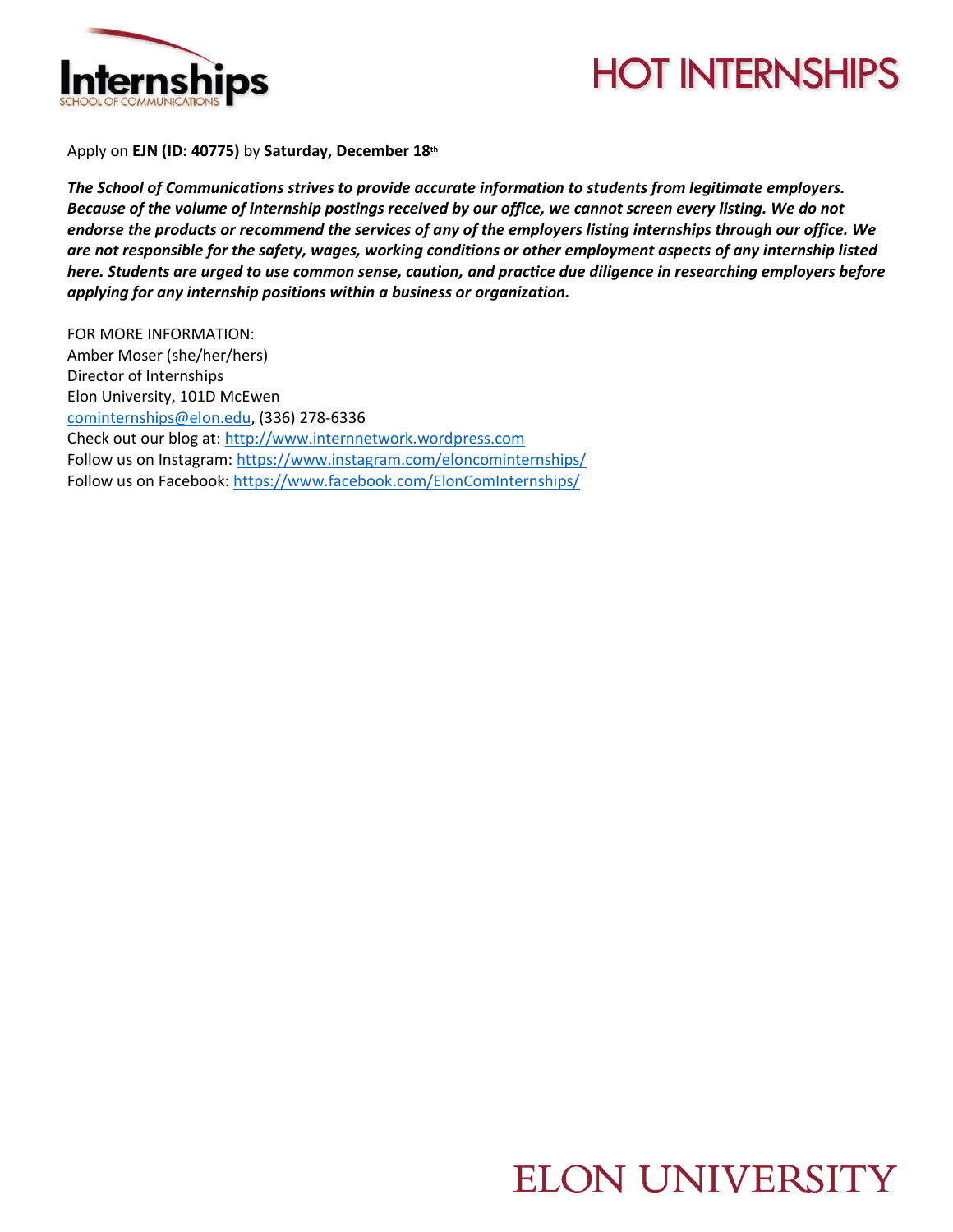Apply on **EJN (ID: 40775)** by **Saturday, December 18th**

***The School of Communications strives to provide accurate information to students from legitimate employers. Because of the volume of internship postings received by our office, we cannot screen every listing. We do not endorse the products or recommend the services of any of the employers listing internships through our office. We are not responsible for the safety, wages, working conditions or other employment aspects of any internship listed here. Students are urged to use common sense, caution, and practice due diligence in researching employers before applying for any internship positions within a business or organization.***

FOR MORE INFORMATION:
Amber Moser (she/her/hers)
Director of Internships
Elon University, 101D McEwen
cominternships@elon.edu, (336) 278-6336
Check out our blog at: http://www.internnetwork.wordpress.com
Follow us on Instagram: https://www.instagram.com/eloncominternships/
Follow us on Facebook: https://www.facebook.com/ElonComInternships/